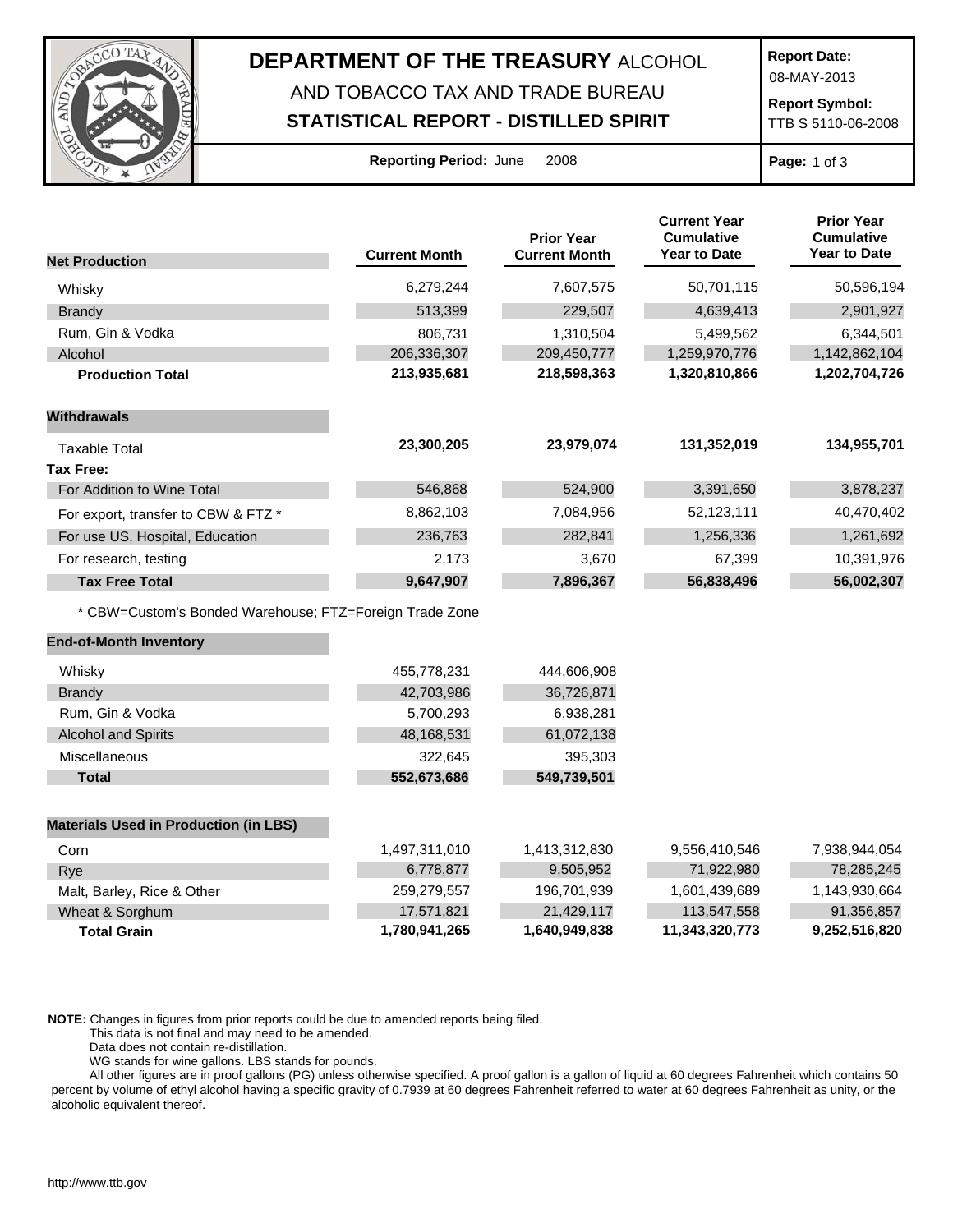# DEPARTMENT OF THE TREASURY ALCOHOL AND TOBACCO TAX AND TRADE BUREAU

## STATISTICAL REPORT - DISTILLED SPIRIT

**Report Date:** 08-MAY-2013

**Report Symbol:** TTB S 5110-06-2008

**Reporting Period:** June 2008

| Net Production | Current Month | Prior Year Current Month | Current Year Cumulative Year to Date | Prior Year Cumulative Year to Date |
|---|---|---|---|---|
| Whisky | 6,279,244 | 7,607,575 | 50,701,115 | 50,596,194 |
| Brandy | 513,399 | 229,507 | 4,639,413 | 2,901,927 |
| Rum, Gin & Vodka | 806,731 | 1,310,504 | 5,499,562 | 6,344,501 |
| Alcohol | 206,336,307 | 209,450,777 | 1,259,970,776 | 1,142,862,104 |
| **Production Total** | **213,935,681** | **218,598,363** | **1,320,810,866** | **1,202,704,726** |

| Withdrawals | Current Month | Prior Year Current Month | Current Year Cumulative Year to Date | Prior Year Cumulative Year to Date |
|---|---|---|---|---|
| Taxable Total | **23,300,205** | **23,979,074** | **131,352,019** | **134,955,701** |
| **Tax Free:** | | | | |
| For Addition to Wine Total | 546,868 | 524,900 | 3,391,650 | 3,878,237 |
| For export, transfer to CBW & FTZ * | 8,862,103 | 7,084,956 | 52,123,111 | 40,470,402 |
| For use US, Hospital, Education | 236,763 | 282,841 | 1,256,336 | 1,261,692 |
| For research, testing | 2,173 | 3,670 | 67,399 | 10,391,976 |
| **Tax Free Total** | **9,647,907** | **7,896,367** | **56,838,496** | **56,002,307** |

* CBW=Custom's Bonded Warehouse; FTZ=Foreign Trade Zone

| End-of-Month Inventory | Current Month | Prior Year Current Month |
|---|---|---|
| Whisky | 455,778,231 | 444,606,908 |
| Brandy | 42,703,986 | 36,726,871 |
| Rum, Gin & Vodka | 5,700,293 | 6,938,281 |
| Alcohol and Spirits | 48,168,531 | 61,072,138 |
| Miscellaneous | 322,645 | 395,303 |
| **Total** | **552,673,686** | **549,739,501** |

| Materials Used in Production (in LBS) | Current Month | Prior Year Current Month | Current Year Cumulative Year to Date | Prior Year Cumulative Year to Date |
|---|---|---|---|---|
| Corn | 1,497,311,010 | 1,413,312,830 | 9,556,410,546 | 7,938,944,054 |
| Rye | 6,778,877 | 9,505,952 | 71,922,980 | 78,285,245 |
| Malt, Barley, Rice & Other | 259,279,557 | 196,701,939 | 1,601,439,689 | 1,143,930,664 |
| Wheat & Sorghum | 17,571,821 | 21,429,117 | 113,547,558 | 91,356,857 |
| **Total Grain** | **1,780,941,265** | **1,640,949,838** | **11,343,320,773** | **9,252,516,820** |

**NOTE:** Changes in figures from prior reports could be due to amended reports being filed.
This data is not final and may need to be amended.
Data does not contain re-distillation.
WG stands for wine gallons. LBS stands for pounds.
All other figures are in proof gallons (PG) unless otherwise specified. A proof gallon is a gallon of liquid at 60 degrees Fahrenheit which contains 50 percent by volume of ethyl alcohol having a specific gravity of 0.7939 at 60 degrees Fahrenheit referred to water at 60 degrees Fahrenheit as unity, or the alcoholic equivalent thereof.

http://www.ttb.gov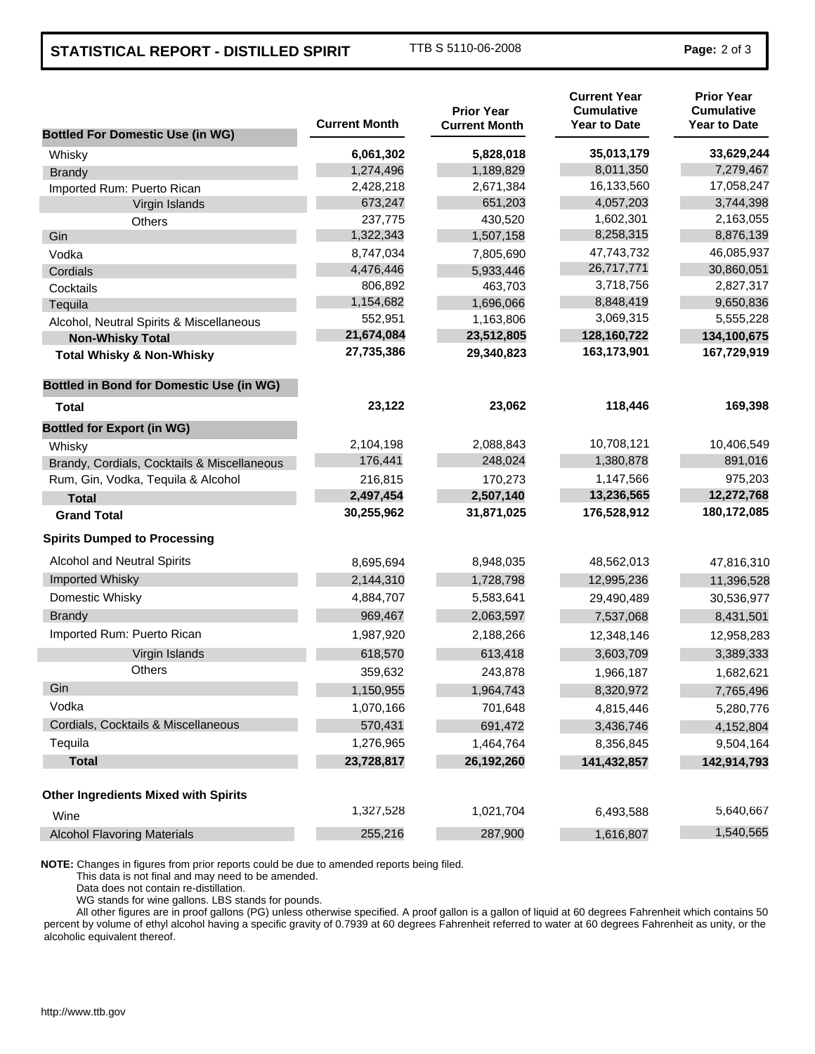## STATISTICAL REPORT - DISTILLED SPIRIT

TTB S 5110-06-2008

| Bottled For Domestic Use (in WG) | Current Month | Prior Year Current Month | Current Year Cumulative Year to Date | Prior Year Cumulative Year to Date |
|---|---|---|---|---|
| Whisky | **6,061,302** | **5,828,018** | **35,013,179** | **33,629,244** |
| Brandy | 1,274,496 | 1,189,829 | 8,011,350 | 7,279,467 |
| Imported Rum: Puerto Rican | 2,428,218 | 2,671,384 | 16,133,560 | 17,058,247 |
| Virgin Islands | 673,247 | 651,203 | 4,057,203 | 3,744,398 |
| Others | 237,775 | 430,520 | 1,602,301 | 2,163,055 |
| Gin | 1,322,343 | 1,507,158 | 8,258,315 | 8,876,139 |
| Vodka | 8,747,034 | 7,805,690 | 47,743,732 | 46,085,937 |
| Cordials | 4,476,446 | 5,933,446 | 26,717,771 | 30,860,051 |
| Cocktails | 806,892 | 463,703 | 3,718,756 | 2,827,317 |
| Tequila | 1,154,682 | 1,696,066 | 8,848,419 | 9,650,836 |
| Alcohol, Neutral Spirits & Miscellaneous | 552,951 | 1,163,806 | 3,069,315 | 5,555,228 |
| **Non-Whisky Total** | **21,674,084** | **23,512,805** | **128,160,722** | **134,100,675** |
| **Total Whisky & Non-Whisky** | **27,735,386** | **29,340,823** | **163,173,901** | **167,729,919** |
| **Bottled in Bond for Domestic Use (in WG)** | | | | |
| **Total** | **23,122** | **23,062** | **118,446** | **169,398** |
| **Bottled for Export (in WG)** | | | | |
| Whisky | 2,104,198 | 2,088,843 | 10,708,121 | 10,406,549 |
| Brandy, Cordials, Cocktails & Miscellaneous | 176,441 | 248,024 | 1,380,878 | 891,016 |
| Rum, Gin, Vodka, Tequila & Alcohol | 216,815 | 170,273 | 1,147,566 | 975,203 |
| **Total** | **2,497,454** | **2,507,140** | **13,236,565** | **12,272,768** |
| **Grand Total** | **30,255,962** | **31,871,025** | **176,528,912** | **180,172,085** |
| **Spirits Dumped to Processing** | | | | |
| Alcohol and Neutral Spirits | 8,695,694 | 8,948,035 | 48,562,013 | 47,816,310 |
| Imported Whisky | 2,144,310 | 1,728,798 | 12,995,236 | 11,396,528 |
| Domestic Whisky | 4,884,707 | 5,583,641 | 29,490,489 | 30,536,977 |
| Brandy | 969,467 | 2,063,597 | 7,537,068 | 8,431,501 |
| Imported Rum: Puerto Rican | 1,987,920 | 2,188,266 | 12,348,146 | 12,958,283 |
| Virgin Islands | 618,570 | 613,418 | 3,603,709 | 3,389,333 |
| Others | 359,632 | 243,878 | 1,966,187 | 1,682,621 |
| Gin | 1,150,955 | 1,964,743 | 8,320,972 | 7,765,496 |
| Vodka | 1,070,166 | 701,648 | 4,815,446 | 5,280,776 |
| Cordials, Cocktails & Miscellaneous | 570,431 | 691,472 | 3,436,746 | 4,152,804 |
| Tequila | 1,276,965 | 1,464,764 | 8,356,845 | 9,504,164 |
| **Total** | **23,728,817** | **26,192,260** | **141,432,857** | **142,914,793** |
| **Other Ingredients Mixed with Spirits** | | | | |
| Wine | 1,327,528 | 1,021,704 | 6,493,588 | 5,640,667 |
| Alcohol Flavoring Materials | 255,216 | 287,900 | 1,616,807 | 1,540,565 |

**NOTE:** Changes in figures from prior reports could be due to amended reports being filed.
This data is not final and may need to be amended.
Data does not contain re-distillation.
WG stands for wine gallons. LBS stands for pounds.
All other figures are in proof gallons (PG) unless otherwise specified. A proof gallon is a gallon of liquid at 60 degrees Fahrenheit which contains 50 percent by volume of ethyl alcohol having a specific gravity of 0.7939 at 60 degrees Fahrenheit referred to water at 60 degrees Fahrenheit as unity, or the alcoholic equivalent thereof.

http://www.ttb.gov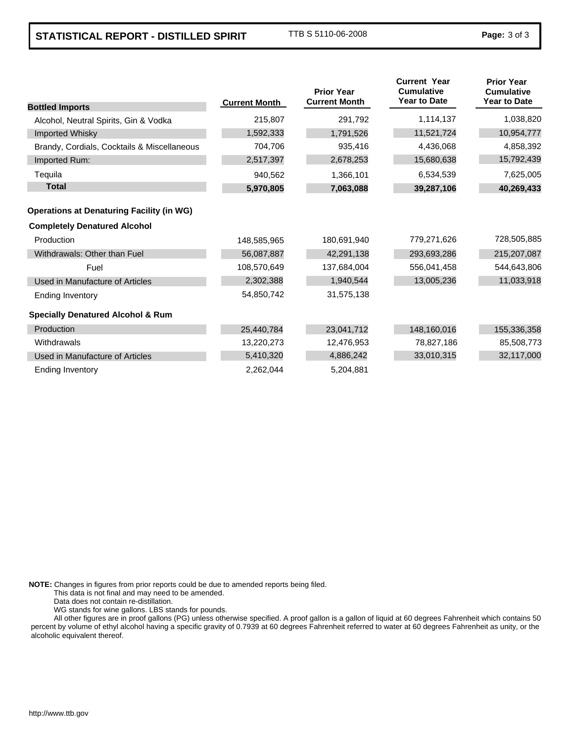# STATISTICAL REPORT - DISTILLED SPIRIT

TTB S 5110-06-2008

| Bottled Imports | Current Month | Prior Year Current Month | Current Year Cumulative Year to Date | Prior Year Cumulative Year to Date |
|---|---|---|---|---|
| Alcohol, Neutral Spirits, Gin & Vodka | 215,807 | 291,792 | 1,114,137 | 1,038,820 |
| Imported Whisky | 1,592,333 | 1,791,526 | 11,521,724 | 10,954,777 |
| Brandy, Cordials, Cocktails & Miscellaneous | 704,706 | 935,416 | 4,436,068 | 4,858,392 |
| Imported Rum: | 2,517,397 | 2,678,253 | 15,680,638 | 15,792,439 |
| Tequila | 940,562 | 1,366,101 | 6,534,539 | 7,625,005 |
| **Total** | **5,970,805** | **7,063,088** | **39,287,106** | **40,269,433** |
| **Operations at Denaturing Facility (in WG)** | | | | |
| **Completely Denatured Alcohol** | | | | |
| Production | 148,585,965 | 180,691,940 | 779,271,626 | 728,505,885 |
| Withdrawals: Other than Fuel | 56,087,887 | 42,291,138 | 293,693,286 | 215,207,087 |
| Fuel | 108,570,649 | 137,684,004 | 556,041,458 | 544,643,806 |
| Used in Manufacture of Articles | 2,302,388 | 1,940,544 | 13,005,236 | 11,033,918 |
| Ending Inventory | 54,850,742 | 31,575,138 | | |
| **Specially Denatured Alcohol & Rum** | | | | |
| Production | 25,440,784 | 23,041,712 | 148,160,016 | 155,336,358 |
| Withdrawals | 13,220,273 | 12,476,953 | 78,827,186 | 85,508,773 |
| Used in Manufacture of Articles | 5,410,320 | 4,886,242 | 33,010,315 | 32,117,000 |
| Ending Inventory | 2,262,044 | 5,204,881 | | |

**NOTE:** Changes in figures from prior reports could be due to amended reports being filed.
This data is not final and may need to be amended.
Data does not contain re-distillation.
WG stands for wine gallons. LBS stands for pounds.
All other figures are in proof gallons (PG) unless otherwise specified. A proof gallon is a gallon of liquid at 60 degrees Fahrenheit which contains 50 percent by volume of ethyl alcohol having a specific gravity of 0.7939 at 60 degrees Fahrenheit referred to water at 60 degrees Fahrenheit as unity, or the alcoholic equivalent thereof.

http://www.ttb.gov